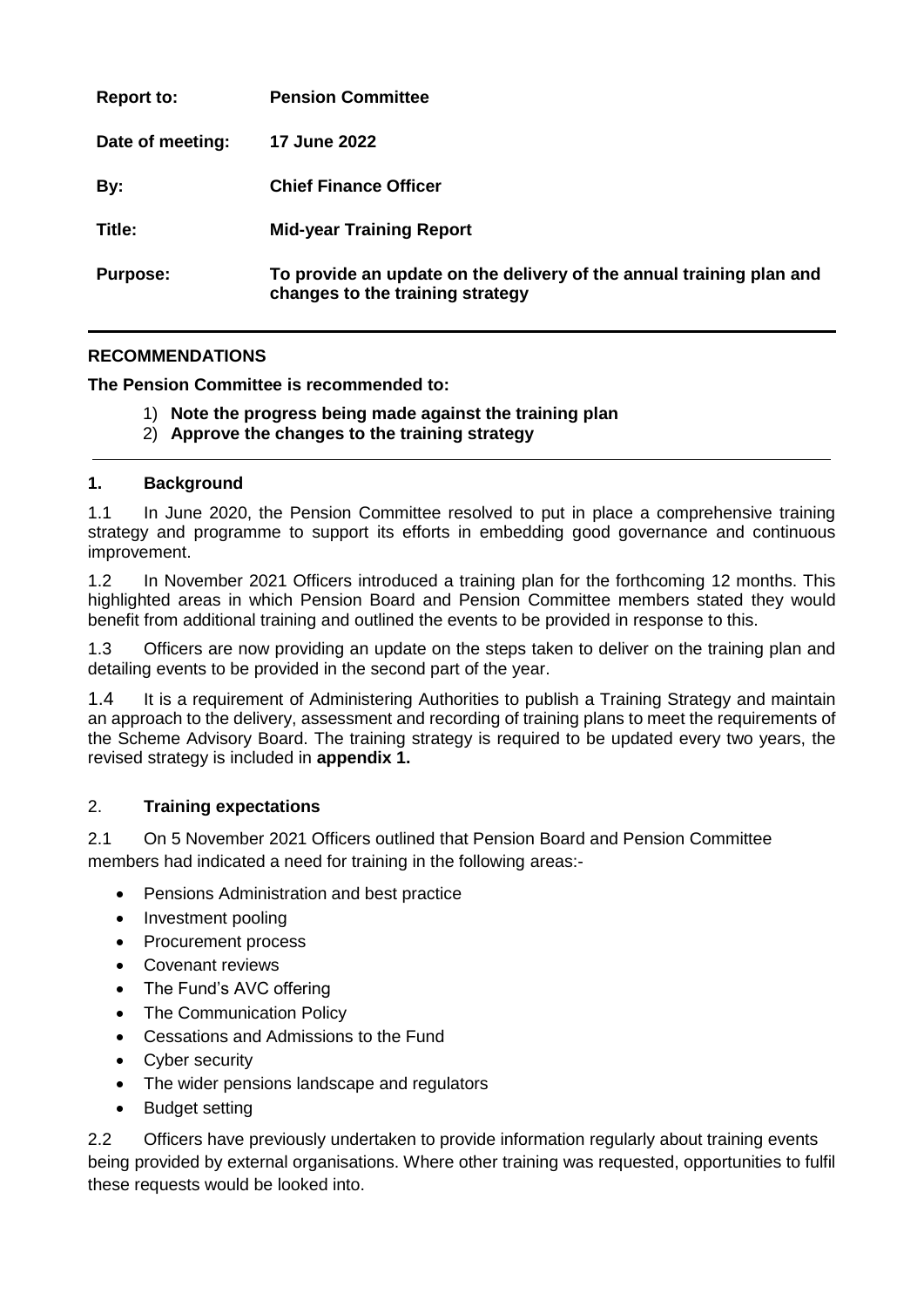| | |
|---|---|
| **Report to:** | **Pension Committee** |
| **Date of meeting:** | **17 June 2022** |
| **By:** | **Chief Finance Officer** |
| **Title:** | **Mid-year Training Report** |
| **Purpose:** | **To provide an update on the delivery of the annual training plan and changes to the training strategy** |

---

**RECOMMENDATIONS**

**The Pension Committee is recommended to:**

1) **Note the progress being made against the training plan**
2) **Approve the changes to the training strategy**

---

## 1. Background

1.1 In June 2020, the Pension Committee resolved to put in place a comprehensive training strategy and programme to support its efforts in embedding good governance and continuous improvement.

1.2 In November 2021 Officers introduced a training plan for the forthcoming 12 months. This highlighted areas in which Pension Board and Pension Committee members stated they would benefit from additional training and outlined the events to be provided in response to this.

1.3 Officers are now providing an update on the steps taken to deliver on the training plan and detailing events to be provided in the second part of the year.

1.4 It is a requirement of Administering Authorities to publish a Training Strategy and maintain an approach to the delivery, assessment and recording of training plans to meet the requirements of the Scheme Advisory Board. The training strategy is required to be updated every two years, the revised strategy is included in **appendix 1.**

## 2. Training expectations

2.1 On 5 November 2021 Officers outlined that Pension Board and Pension Committee members had indicated a need for training in the following areas:-

- Pensions Administration and best practice
- Investment pooling
- Procurement process
- Covenant reviews
- The Fund's AVC offering
- The Communication Policy
- Cessations and Admissions to the Fund
- Cyber security
- The wider pensions landscape and regulators
- Budget setting

2.2 Officers have previously undertaken to provide information regularly about training events being provided by external organisations. Where other training was requested, opportunities to fulfil these requests would be looked into.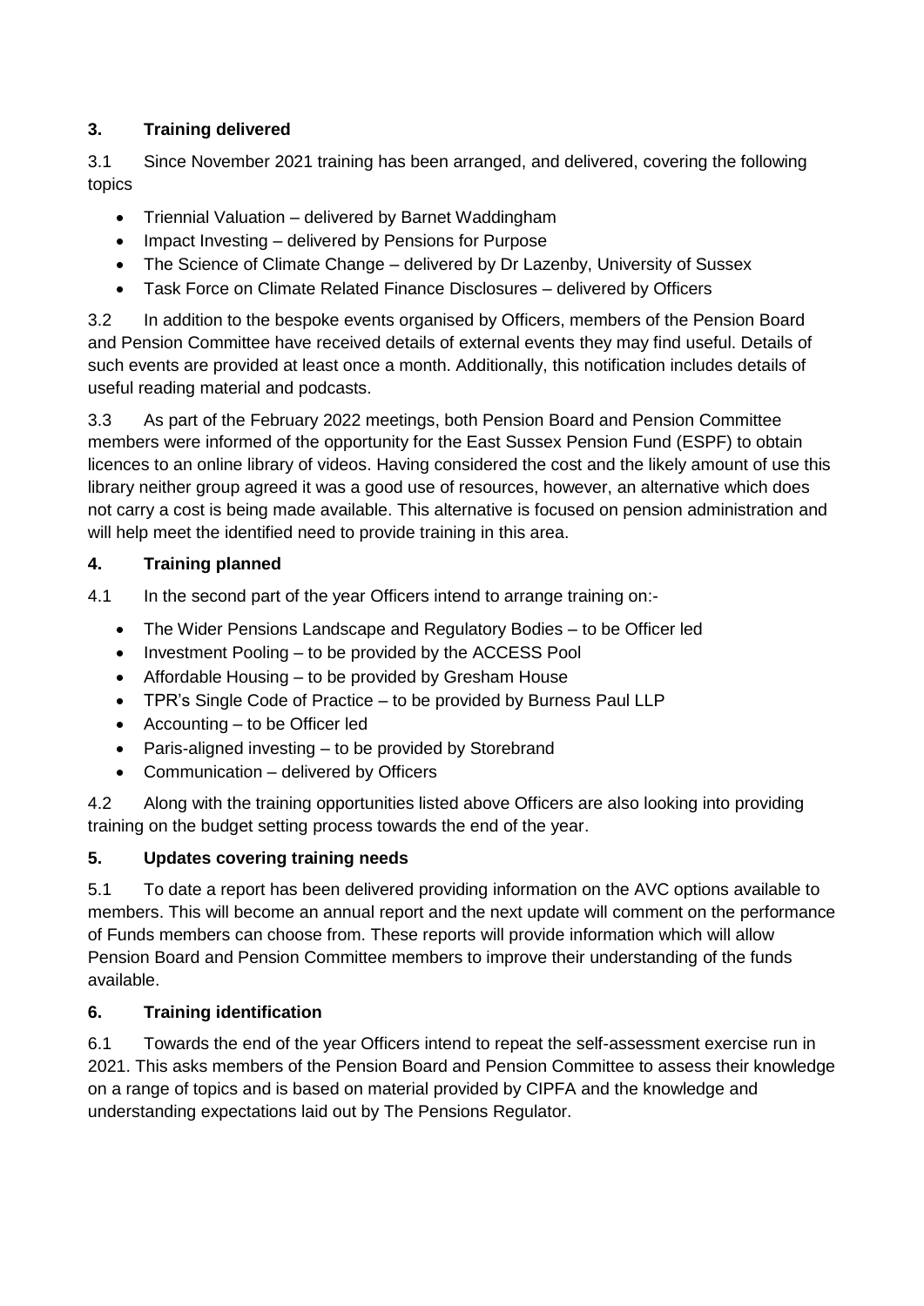## 3. Training delivered

3.1 Since November 2021 training has been arranged, and delivered, covering the following topics

- Triennial Valuation – delivered by Barnet Waddingham
- Impact Investing – delivered by Pensions for Purpose
- The Science of Climate Change – delivered by Dr Lazenby, University of Sussex
- Task Force on Climate Related Finance Disclosures – delivered by Officers

3.2 In addition to the bespoke events organised by Officers, members of the Pension Board and Pension Committee have received details of external events they may find useful. Details of such events are provided at least once a month. Additionally, this notification includes details of useful reading material and podcasts.

3.3 As part of the February 2022 meetings, both Pension Board and Pension Committee members were informed of the opportunity for the East Sussex Pension Fund (ESPF) to obtain licences to an online library of videos. Having considered the cost and the likely amount of use this library neither group agreed it was a good use of resources, however, an alternative which does not carry a cost is being made available. This alternative is focused on pension administration and will help meet the identified need to provide training in this area.

## 4. Training planned

4.1 In the second part of the year Officers intend to arrange training on:-

- The Wider Pensions Landscape and Regulatory Bodies – to be Officer led
- Investment Pooling – to be provided by the ACCESS Pool
- Affordable Housing – to be provided by Gresham House
- TPR's Single Code of Practice – to be provided by Burness Paul LLP
- Accounting – to be Officer led
- Paris-aligned investing – to be provided by Storebrand
- Communication – delivered by Officers

4.2 Along with the training opportunities listed above Officers are also looking into providing training on the budget setting process towards the end of the year.

## 5. Updates covering training needs

5.1 To date a report has been delivered providing information on the AVC options available to members. This will become an annual report and the next update will comment on the performance of Funds members can choose from. These reports will provide information which will allow Pension Board and Pension Committee members to improve their understanding of the funds available.

## 6. Training identification

6.1 Towards the end of the year Officers intend to repeat the self-assessment exercise run in 2021. This asks members of the Pension Board and Pension Committee to assess their knowledge on a range of topics and is based on material provided by CIPFA and the knowledge and understanding expectations laid out by The Pensions Regulator.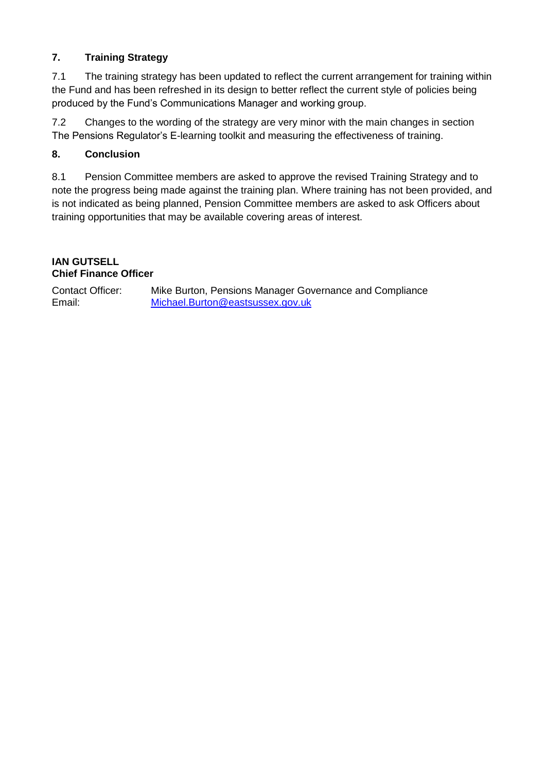## 7. Training Strategy

7.1 The training strategy has been updated to reflect the current arrangement for training within the Fund and has been refreshed in its design to better reflect the current style of policies being produced by the Fund's Communications Manager and working group.

7.2 Changes to the wording of the strategy are very minor with the main changes in section The Pensions Regulator's E-learning toolkit and measuring the effectiveness of training.

## 8. Conclusion

8.1 Pension Committee members are asked to approve the revised Training Strategy and to note the progress being made against the training plan. Where training has not been provided, and is not indicated as being planned, Pension Committee members are asked to ask Officers about training opportunities that may be available covering areas of interest.

**IAN GUTSELL**
**Chief Finance Officer**

Contact Officer: Mike Burton, Pensions Manager Governance and Compliance
Email: Michael.Burton@eastsussex.gov.uk